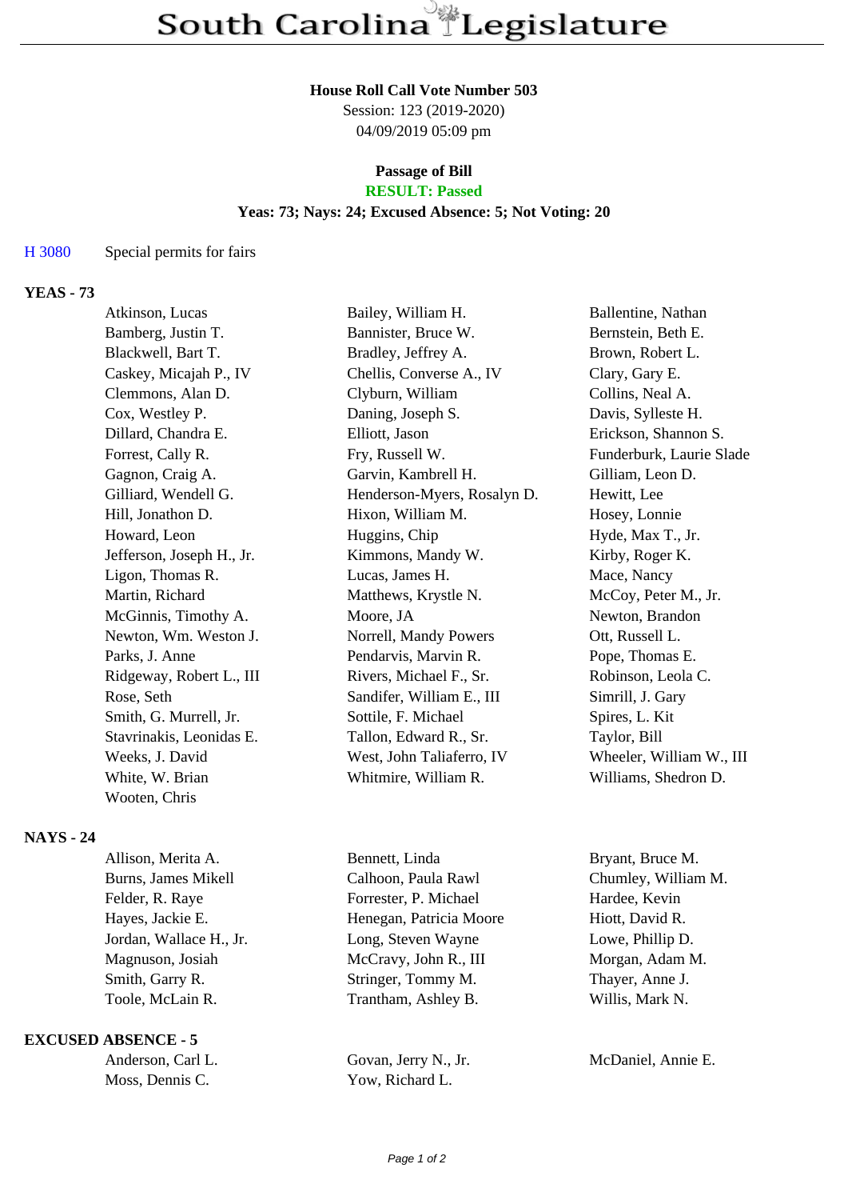# South Carolina Legislature

**House Roll Call Vote Number 503**
Session: 123 (2019-2020)
04/09/2019 05:09 pm

**Passage of Bill**
**RESULT: Passed**
**Yeas: 73; Nays: 24; Excused Absence: 5; Not Voting: 20**

H 3080 Special permits for fairs

**YEAS - 73**

| | | |
|---|---|---|
| Atkinson, Lucas | Bailey, William H. | Ballentine, Nathan |
| Bamberg, Justin T. | Bannister, Bruce W. | Bernstein, Beth E. |
| Blackwell, Bart T. | Bradley, Jeffrey A. | Brown, Robert L. |
| Caskey, Micajah P., IV | Chellis, Converse A., IV | Clary, Gary E. |
| Clemmons, Alan D. | Clyburn, William | Collins, Neal A. |
| Cox, Westley P. | Daning, Joseph S. | Davis, Sylleste H. |
| Dillard, Chandra E. | Elliott, Jason | Erickson, Shannon S. |
| Forrest, Cally R. | Fry, Russell W. | Funderburk, Laurie Slade |
| Gagnon, Craig A. | Garvin, Kambrell H. | Gilliam, Leon D. |
| Gilliard, Wendell G. | Henderson-Myers, Rosalyn D. | Hewitt, Lee |
| Hill, Jonathon D. | Hixon, William M. | Hosey, Lonnie |
| Howard, Leon | Huggins, Chip | Hyde, Max T., Jr. |
| Jefferson, Joseph H., Jr. | Kimmons, Mandy W. | Kirby, Roger K. |
| Ligon, Thomas R. | Lucas, James H. | Mace, Nancy |
| Martin, Richard | Matthews, Krystle N. | McCoy, Peter M., Jr. |
| McGinnis, Timothy A. | Moore, JA | Newton, Brandon |
| Newton, Wm. Weston J. | Norrell, Mandy Powers | Ott, Russell L. |
| Parks, J. Anne | Pendarvis, Marvin R. | Pope, Thomas E. |
| Ridgeway, Robert L., III | Rivers, Michael F., Sr. | Robinson, Leola C. |
| Rose, Seth | Sandifer, William E., III | Simrill, J. Gary |
| Smith, G. Murrell, Jr. | Sottile, F. Michael | Spires, L. Kit |
| Stavrinakis, Leonidas E. | Tallon, Edward R., Sr. | Taylor, Bill |
| Weeks, J. David | West, John Taliaferro, IV | Wheeler, William W., III |
| White, W. Brian | Whitmire, William R. | Williams, Shedron D. |
| Wooten, Chris | | |

**NAYS - 24**

| | | |
|---|---|---|
| Allison, Merita A. | Bennett, Linda | Bryant, Bruce M. |
| Burns, James Mikell | Calhoon, Paula Rawl | Chumley, William M. |
| Felder, R. Raye | Forrester, P. Michael | Hardee, Kevin |
| Hayes, Jackie E. | Henegan, Patricia Moore | Hiott, David R. |
| Jordan, Wallace H., Jr. | Long, Steven Wayne | Lowe, Phillip D. |
| Magnuson, Josiah | McCravy, John R., III | Morgan, Adam M. |
| Smith, Garry R. | Stringer, Tommy M. | Thayer, Anne J. |
| Toole, McLain R. | Trantham, Ashley B. | Willis, Mark N. |

**EXCUSED ABSENCE - 5**

| | | |
|---|---|---|
| Anderson, Carl L. | Govan, Jerry N., Jr. | McDaniel, Annie E. |
| Moss, Dennis C. | Yow, Richard L. | |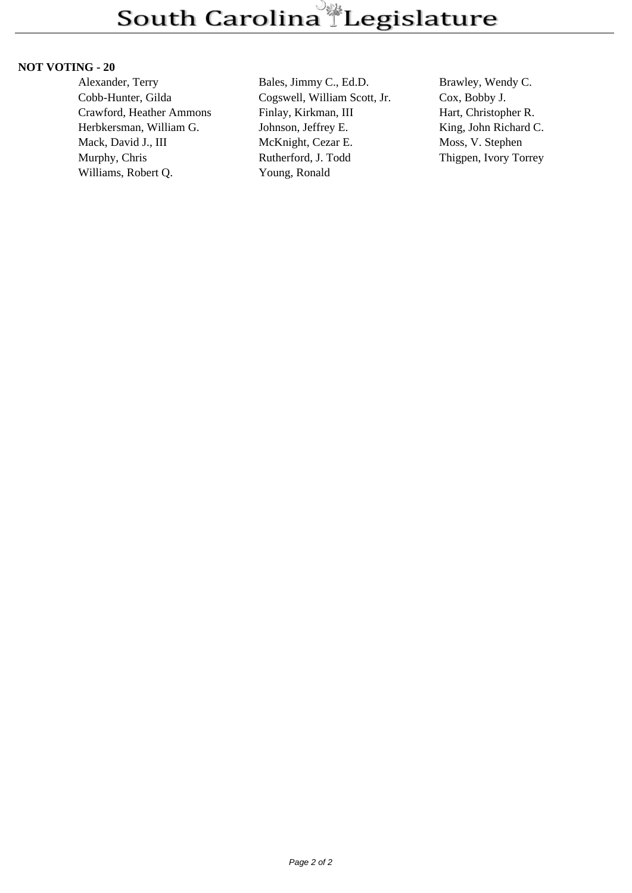**NOT VOTING - 20**

| | | |
|---|---|---|
| Alexander, Terry | Bales, Jimmy C., Ed.D. | Brawley, Wendy C. |
| Cobb-Hunter, Gilda | Cogswell, William Scott, Jr. | Cox, Bobby J. |
| Crawford, Heather Ammons | Finlay, Kirkman, III | Hart, Christopher R. |
| Herbkersman, William G. | Johnson, Jeffrey E. | King, John Richard C. |
| Mack, David J., III | McKnight, Cezar E. | Moss, V. Stephen |
| Murphy, Chris | Rutherford, J. Todd | Thigpen, Ivory Torrey |
| Williams, Robert Q. | Young, Ronald | |